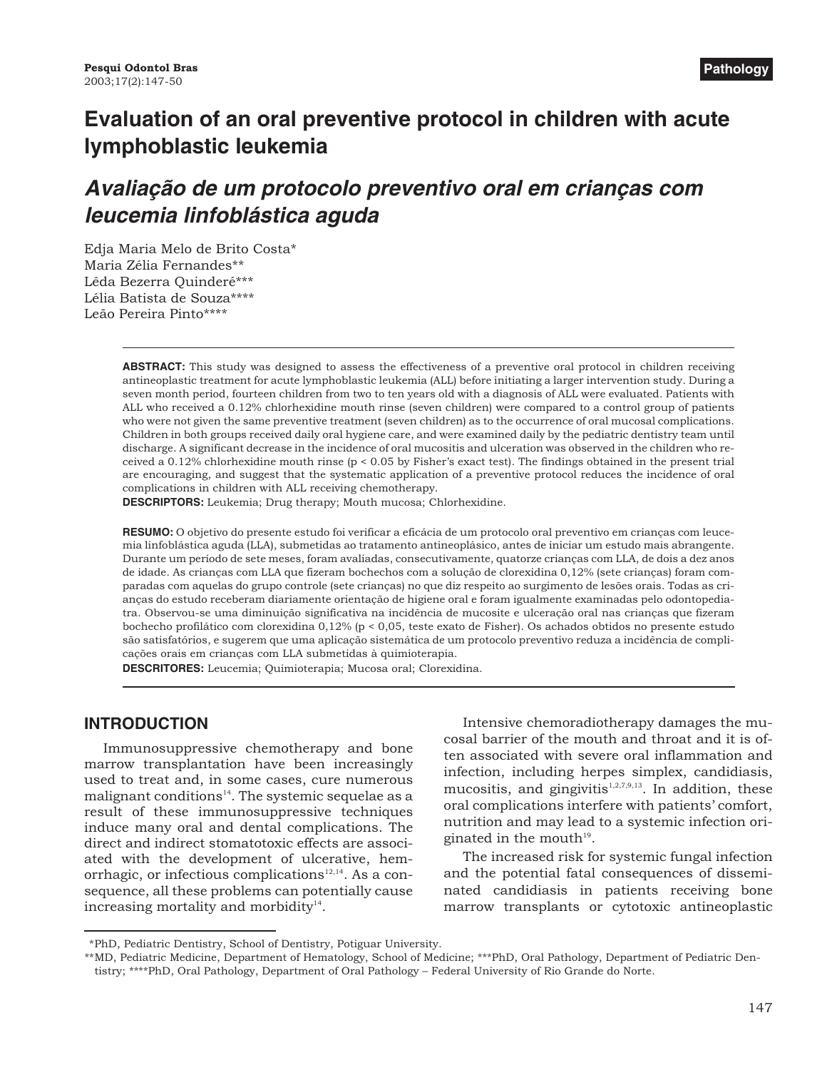# Evaluation of an oral preventive protocol in children with acute lymphoblastic leukemia

## *Avaliação de um protocolo preventivo oral em crianças com leucemia linfoblástica aguda*

Edja Maria Melo de Brito Costa*
Maria Zélia Fernandes**
Lêda Bezerra Quinderé***
Lélia Batista de Souza****
Leão Pereira Pinto****

**ABSTRACT:** This study was designed to assess the effectiveness of a preventive oral protocol in children receiving antineoplastic treatment for acute lymphoblastic leukemia (ALL) before initiating a larger intervention study. During a seven month period, fourteen children from two to ten years old with a diagnosis of ALL were evaluated. Patients with ALL who received a 0.12% chlorhexidine mouth rinse (seven children) were compared to a control group of patients who were not given the same preventive treatment (seven children) as to the occurrence of oral mucosal complications. Children in both groups received daily oral hygiene care, and were examined daily by the pediatric dentistry team until discharge. A significant decrease in the incidence of oral mucositis and ulceration was observed in the children who received a 0.12% chlorhexidine mouth rinse ($p < 0.05$ by Fisher's exact test). The findings obtained in the present trial are encouraging, and suggest that the systematic application of a preventive protocol reduces the incidence of oral complications in children with ALL receiving chemotherapy.
**DESCRIPTORS:** Leukemia; Drug therapy; Mouth mucosa; Chlorhexidine.

**RESUMO:** O objetivo do presente estudo foi verificar a eficácia de um protocolo oral preventivo em crianças com leucemia linfoblástica aguda (LLA), submetidas ao tratamento antineoplásico, antes de iniciar um estudo mais abrangente. Durante um período de sete meses, foram avaliadas, consecutivamente, quatorze crianças com LLA, de dois a dez anos de idade. As crianças com LLA que fizeram bochechos com a solução de clorexidina 0,12% (sete crianças) foram comparadas com aquelas do grupo controle (sete crianças) no que diz respeito ao surgimento de lesões orais. Todas as crianças do estudo receberam diariamente orientação de higiene oral e foram igualmente examinadas pelo odontopediatra. Observou-se uma diminuição significativa na incidência de mucosite e ulceração oral nas crianças que fizeram bochecho profilático com clorexidina 0,12% ($p < 0,05$, teste exato de Fisher). Os achados obtidos no presente estudo são satisfatórios, e sugerem que uma aplicação sistemática de um protocolo preventivo reduza a incidência de complicações orais em crianças com LLA submetidas à quimioterapia.
**DESCRITORES:** Leucemia; Quimioterapia; Mucosa oral; Clorexidina.

## INTRODUCTION

Immunosuppressive chemotherapy and bone marrow transplantation have been increasingly used to treat and, in some cases, cure numerous malignant conditions[14]. The systemic sequelae as a result of these immunosuppressive techniques induce many oral and dental complications. The direct and indirect stomatotoxic effects are associated with the development of ulcerative, hemorrhagic, or infectious complications[12,14]. As a consequence, all these problems can potentially cause increasing mortality and morbidity[14].

Intensive chemoradiotherapy damages the mucosal barrier of the mouth and throat and it is often associated with severe oral inflammation and infection, including herpes simplex, candidiasis, mucositis, and gingivitis[1,2,7,9,13]. In addition, these oral complications interfere with patients' comfort, nutrition and may lead to a systemic infection originated in the mouth[19].

The increased risk for systemic fungal infection and the potential fatal consequences of disseminated candidiasis in patients receiving bone marrow transplants or cytotoxic antineoplastic

*PhD, Pediatric Dentistry, School of Dentistry, Potiguar University.
**MD, Pediatric Medicine, Department of Hematology, School of Medicine; ***PhD, Oral Pathology, Department of Pediatric Dentistry; ****PhD, Oral Pathology, Department of Oral Pathology – Federal University of Rio Grande do Norte.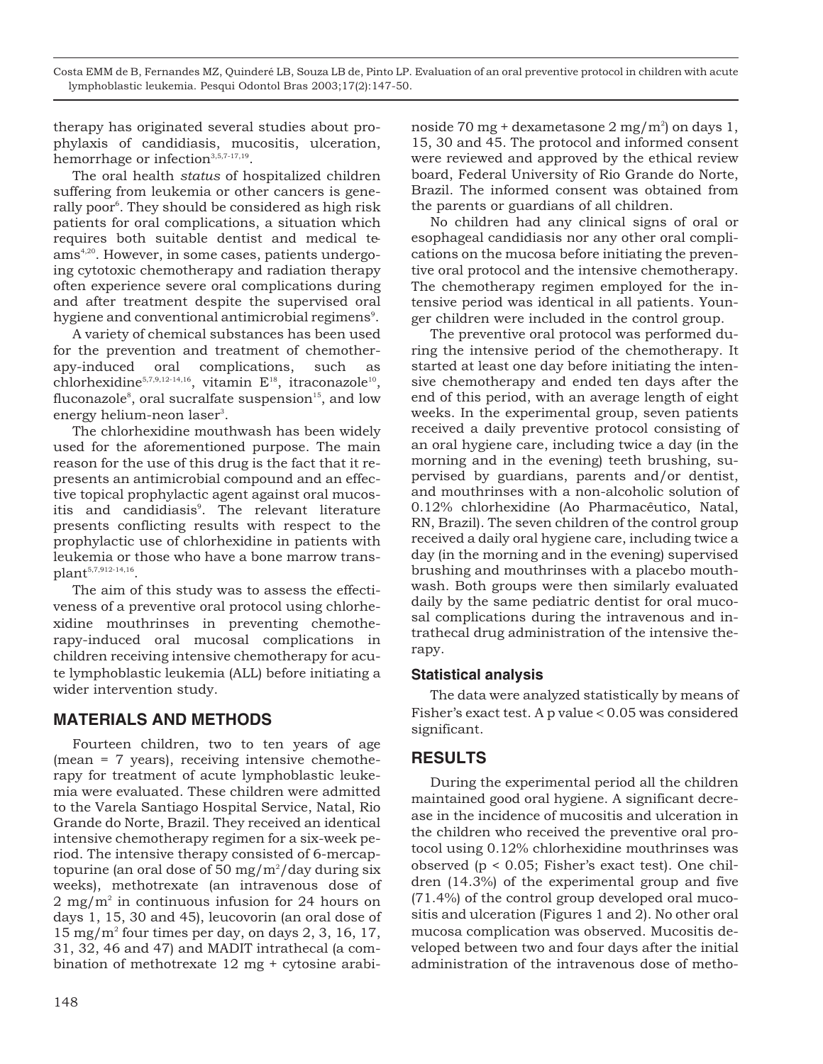therapy has originated several studies about prophylaxis of candidiasis, mucositis, ulceration, hemorrhage or infection[3,5,7-17,19].

The oral health *status* of hospitalized children suffering from leukemia or other cancers is generally poor[6]. They should be considered as high risk patients for oral complications, a situation which requires both suitable dentist and medical teams[4,20]. However, in some cases, patients undergoing cytotoxic chemotherapy and radiation therapy often experience severe oral complications during and after treatment despite the supervised oral hygiene and conventional antimicrobial regimens[9].

A variety of chemical substances has been used for the prevention and treatment of chemotherapy-induced oral complications, such as chlorhexidine[5,7,9,12-14,16], vitamin E[18], itraconazole[10], fluconazole[8], oral sucralfate suspension[15], and low energy helium-neon laser[3].

The chlorhexidine mouthwash has been widely used for the aforementioned purpose. The main reason for the use of this drug is the fact that it represents an antimicrobial compound and an effective topical prophylactic agent against oral mucositis and candidiasis[9]. The relevant literature presents conflicting results with respect to the prophylactic use of chlorhexidine in patients with leukemia or those who have a bone marrow transplant[5,7,912-14,16].

The aim of this study was to assess the effectiveness of a preventive oral protocol using chlorhexidine mouthrinses in preventing chemotherapy-induced oral mucosal complications in children receiving intensive chemotherapy for acute lymphoblastic leukemia (ALL) before initiating a wider intervention study.

## MATERIALS AND METHODS

Fourteen children, two to ten years of age (mean = 7 years), receiving intensive chemotherapy for treatment of acute lymphoblastic leukemia were evaluated. These children were admitted to the Varela Santiago Hospital Service, Natal, Rio Grande do Norte, Brazil. They received an identical intensive chemotherapy regimen for a six-week period. The intensive therapy consisted of 6-mercaptopurine (an oral dose of 50 $mg/m^2$/day during six weeks), methotrexate (an intravenous dose of 2 $mg/m^2$ in continuous infusion for 24 hours on days 1, 15, 30 and 45), leucovorin (an oral dose of 15 $mg/m^2$ four times per day, on days 2, 3, 16, 17, 31, 32, 46 and 47) and MADIT intrathecal (a combination of methotrexate 12 mg + cytosine arabinoside 70 mg + dexametasone 2 $mg/m^2$) on days 1, 15, 30 and 45. The protocol and informed consent were reviewed and approved by the ethical review board, Federal University of Rio Grande do Norte, Brazil. The informed consent was obtained from the parents or guardians of all children.

No children had any clinical signs of oral or esophageal candidiasis nor any other oral complications on the mucosa before initiating the preventive oral protocol and the intensive chemotherapy. The chemotherapy regimen employed for the intensive period was identical in all patients. Younger children were included in the control group.

The preventive oral protocol was performed during the intensive period of the chemotherapy. It started at least one day before initiating the intensive chemotherapy and ended ten days after the end of this period, with an average length of eight weeks. In the experimental group, seven patients received a daily preventive protocol consisting of an oral hygiene care, including twice a day (in the morning and in the evening) teeth brushing, supervised by guardians, parents and/or dentist, and mouthrinses with a non-alcoholic solution of 0.12% chlorhexidine (Ao Pharmacêutico, Natal, RN, Brazil). The seven children of the control group received a daily oral hygiene care, including twice a day (in the morning and in the evening) supervised brushing and mouthrinses with a placebo mouthwash. Both groups were then similarly evaluated daily by the same pediatric dentist for oral mucosal complications during the intravenous and intrathecal drug administration of the intensive therapy.

### Statistical analysis

The data were analyzed statistically by means of Fisher's exact test. A p value $< 0.05$ was considered significant.

## RESULTS

During the experimental period all the children maintained good oral hygiene. A significant decrease in the incidence of mucositis and ulceration in the children who received the preventive oral protocol using 0.12% chlorhexidine mouthrinses was observed ($p < 0.05$; Fisher's exact test). One children (14.3%) of the experimental group and five (71.4%) of the control group developed oral mucositis and ulceration (Figures 1 and 2). No other oral mucosa complication was observed. Mucositis developed between two and four days after the initial administration of the intravenous dose of metho-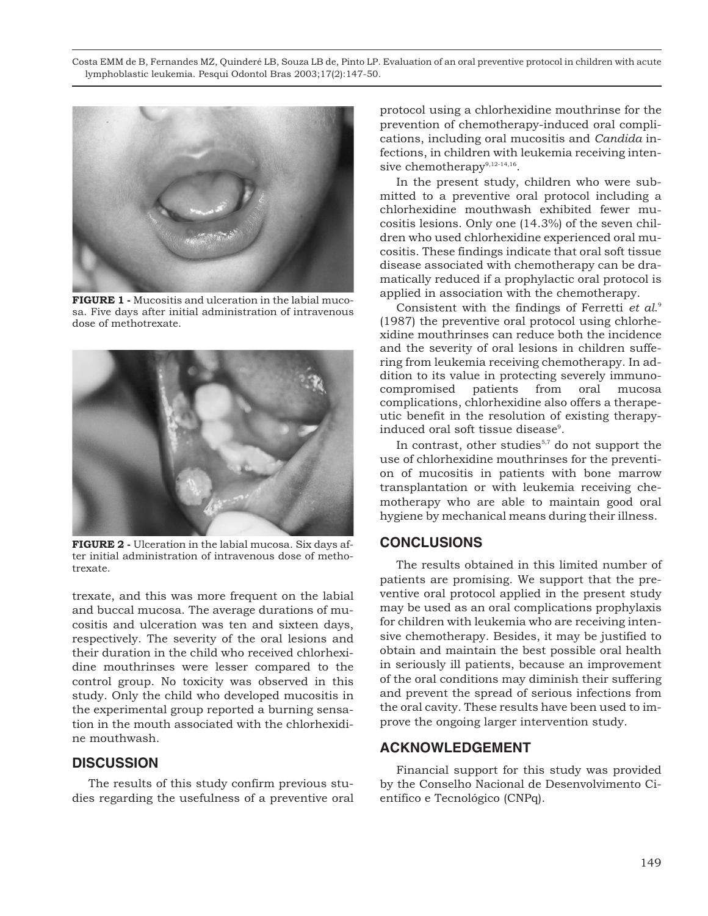**FIGURE 1 -** Mucositis and ulceration in the labial mucosa. Five days after initial administration of intravenous dose of methotrexate.

**FIGURE 2 -** Ulceration in the labial mucosa. Six days after initial administration of intravenous dose of methotrexate.

trexate, and this was more frequent on the labial and buccal mucosa. The average durations of mucositis and ulceration was ten and sixteen days, respectively. The severity of the oral lesions and their duration in the child who received chlorhexidine mouthrinses were lesser compared to the control group. No toxicity was observed in this study. Only the child who developed mucositis in the experimental group reported a burning sensation in the mouth associated with the chlorhexidine mouthwash.

## DISCUSSION

The results of this study confirm previous studies regarding the usefulness of a preventive oral protocol using a chlorhexidine mouthrinse for the prevention of chemotherapy-induced oral complications, including oral mucositis and *Candida* infections, in children with leukemia receiving intensive chemotherapy[9,12-14,16].

In the present study, children who were submitted to a preventive oral protocol including a chlorhexidine mouthwash exhibited fewer mucositis lesions. Only one (14.3%) of the seven children who used chlorhexidine experienced oral mucositis. These findings indicate that oral soft tissue disease associated with chemotherapy can be dramatically reduced if a prophylactic oral protocol is applied in association with the chemotherapy.

Consistent with the findings of Ferretti *et al.*[9] (1987) the preventive oral protocol using chlorhexidine mouthrinses can reduce both the incidence and the severity of oral lesions in children suffering from leukemia receiving chemotherapy. In addition to its value in protecting severely immunocompromised patients from oral mucosa complications, chlorhexidine also offers a therapeutic benefit in the resolution of existing therapy-induced oral soft tissue disease[9].

In contrast, other studies[5,7] do not support the use of chlorhexidine mouthrinses for the prevention of mucositis in patients with bone marrow transplantation or with leukemia receiving chemotherapy who are able to maintain good oral hygiene by mechanical means during their illness.

## CONCLUSIONS

The results obtained in this limited number of patients are promising. We support that the preventive oral protocol applied in the present study may be used as an oral complications prophylaxis for children with leukemia who are receiving intensive chemotherapy. Besides, it may be justified to obtain and maintain the best possible oral health in seriously ill patients, because an improvement of the oral conditions may diminish their suffering and prevent the spread of serious infections from the oral cavity. These results have been used to improve the ongoing larger intervention study.

## ACKNOWLEDGEMENT

Financial support for this study was provided by the Conselho Nacional de Desenvolvimento Científico e Tecnológico (CNPq).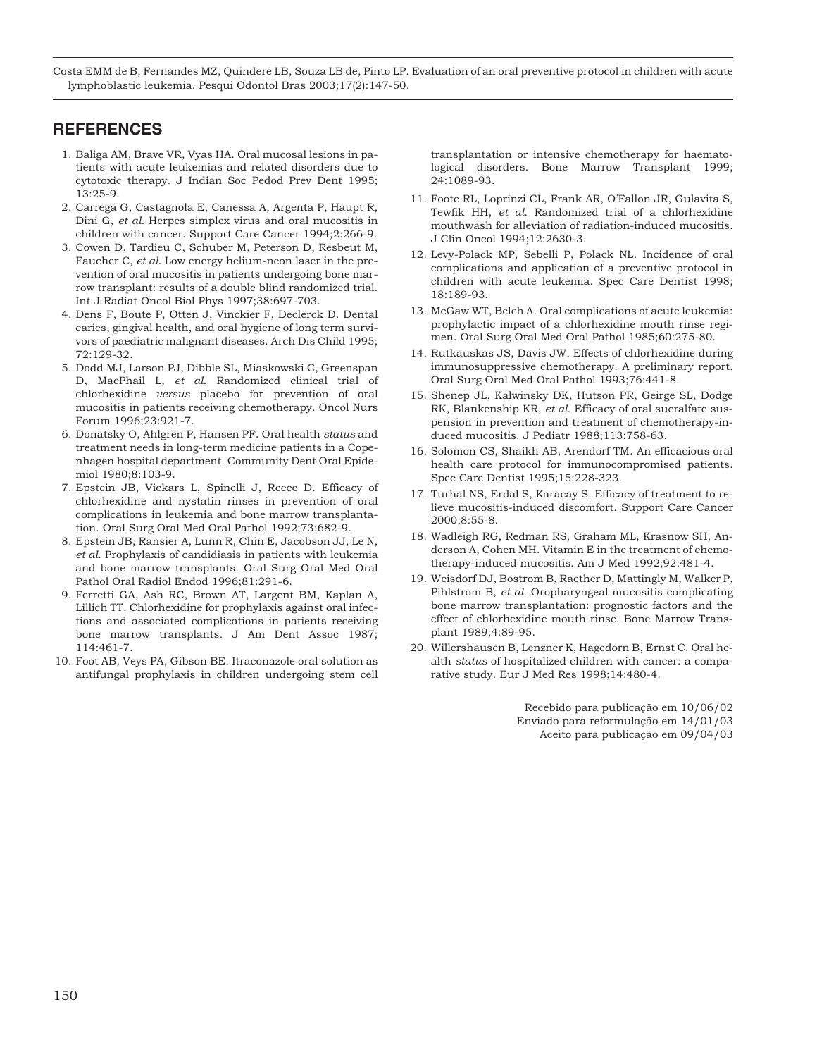Costa EMM de B, Fernandes MZ, Quinderé LB, Souza LB de, Pinto LP. Evaluation of an oral preventive protocol in children with acute lymphoblastic leukemia. Pesqui Odontol Bras 2003;17(2):147-50.

## REFERENCES

1. Baliga AM, Brave VR, Vyas HA. Oral mucosal lesions in patients with acute leukemias and related disorders due to cytotoxic therapy. J Indian Soc Pedod Prev Dent 1995; 13:25-9.
2. Carrega G, Castagnola E, Canessa A, Argenta P, Haupt R, Dini G, *et al.* Herpes simplex virus and oral mucositis in children with cancer. Support Care Cancer 1994;2:266-9.
3. Cowen D, Tardieu C, Schuber M, Peterson D, Resbeut M, Faucher C, *et al.* Low energy helium-neon laser in the prevention of oral mucositis in patients undergoing bone marrow transplant: results of a double blind randomized trial. Int J Radiat Oncol Biol Phys 1997;38:697-703.
4. Dens F, Boute P, Otten J, Vinckier F, Declerck D. Dental caries, gingival health, and oral hygiene of long term survivors of paediatric malignant diseases. Arch Dis Child 1995; 72:129-32.
5. Dodd MJ, Larson PJ, Dibble SL, Miaskowski C, Greenspan D, MacPhail L, *et al.* Randomized clinical trial of chlorhexidine *versus* placebo for prevention of oral mucositis in patients receiving chemotherapy. Oncol Nurs Forum 1996;23:921-7.
6. Donatsky O, Ahlgren P, Hansen PF. Oral health *status* and treatment needs in long-term medicine patients in a Copenhagen hospital department. Community Dent Oral Epidemiol 1980;8:103-9.
7. Epstein JB, Vickars L, Spinelli J, Reece D. Efficacy of chlorhexidine and nystatin rinses in prevention of oral complications in leukemia and bone marrow transplantation. Oral Surg Oral Med Oral Pathol 1992;73:682-9.
8. Epstein JB, Ransier A, Lunn R, Chin E, Jacobson JJ, Le N, *et al.* Prophylaxis of candidiasis in patients with leukemia and bone marrow transplants. Oral Surg Oral Med Oral Pathol Oral Radiol Endod 1996;81:291-6.
9. Ferretti GA, Ash RC, Brown AT, Largent BM, Kaplan A, Lillich TT. Chlorhexidine for prophylaxis against oral infections and associated complications in patients receiving bone marrow transplants. J Am Dent Assoc 1987; 114:461-7.
10. Foot AB, Veys PA, Gibson BE. Itraconazole oral solution as antifungal prophylaxis in children undergoing stem cell transplantation or intensive chemotherapy for haematological disorders. Bone Marrow Transplant 1999; 24:1089-93.
11. Foote RL, Loprinzi CL, Frank AR, O'Fallon JR, Gulavita S, Tewfik HH, *et al.* Randomized trial of a chlorhexidine mouthwash for alleviation of radiation-induced mucositis. J Clin Oncol 1994;12:2630-3.
12. Levy-Polack MP, Sebelli P, Polack NL. Incidence of oral complications and application of a preventive protocol in children with acute leukemia. Spec Care Dentist 1998; 18:189-93.
13. McGaw WT, Belch A. Oral complications of acute leukemia: prophylactic impact of a chlorhexidine mouth rinse regimen. Oral Surg Oral Med Oral Pathol 1985;60:275-80.
14. Rutkauskas JS, Davis JW. Effects of chlorhexidine during immunosuppressive chemotherapy. A preliminary report. Oral Surg Oral Med Oral Pathol 1993;76:441-8.
15. Shenep JL, Kalwinsky DK, Hutson PR, Geirge SL, Dodge RK, Blankenship KR, *et al.* Efficacy of oral sucralfate suspension in prevention and treatment of chemotherapy-induced mucositis. J Pediatr 1988;113:758-63.
16. Solomon CS, Shaikh AB, Arendorf TM. An efficacious oral health care protocol for immunocompromised patients. Spec Care Dentist 1995;15:228-323.
17. Turhal NS, Erdal S, Karacay S. Efficacy of treatment to relieve mucositis-induced discomfort. Support Care Cancer 2000;8:55-8.
18. Wadleigh RG, Redman RS, Graham ML, Krasnow SH, Anderson A, Cohen MH. Vitamin E in the treatment of chemotherapy-induced mucositis. Am J Med 1992;92:481-4.
19. Weisdorf DJ, Bostrom B, Raether D, Mattingly M, Walker P, Pihlstrom B, *et al.* Oropharyngeal mucositis complicating bone marrow transplantation: prognostic factors and the effect of chlorhexidine mouth rinse. Bone Marrow Transplant 1989;4:89-95.
20. Willershausen B, Lenzner K, Hagedorn B, Ernst C. Oral health *status* of hospitalized children with cancer: a comparative study. Eur J Med Res 1998;14:480-4.

Recebido para publicação em 10/06/02
Enviado para reformulação em 14/01/03
Aceito para publicação em 09/04/03